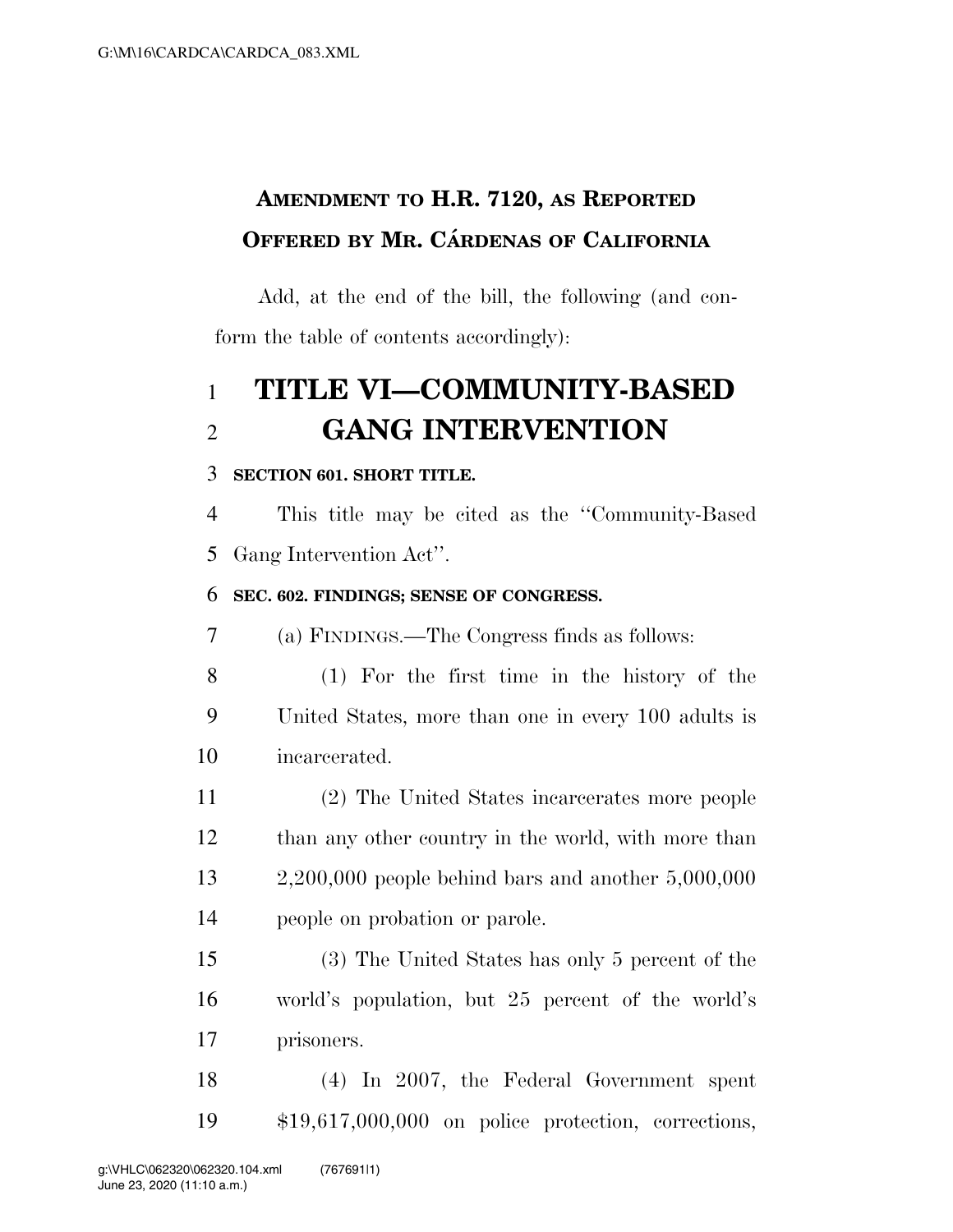**AMENDMENT TO H.R. 7120, AS REPORTED OFFERED BY MR. CÁRDENAS OF CALIFORNIA**

Add, at the end of the bill, the following (and conform the table of contents accordingly):

# TITLE VI—COMMUNITY-BASED GANG INTERVENTION

**SECTION 601. SHORT TITLE.**

This title may be cited as the "Community-Based Gang Intervention Act".

**SEC. 602. FINDINGS; SENSE OF CONGRESS.**

(a) FINDINGS.—The Congress finds as follows:

(1) For the first time in the history of the United States, more than one in every 100 adults is incarcerated.

(2) The United States incarcerates more people than any other country in the world, with more than 2,200,000 people behind bars and another 5,000,000 people on probation or parole.

(3) The United States has only 5 percent of the world's population, but 25 percent of the world's prisoners.

(4) In 2007, the Federal Government spent $19,617,000,000 on police protection, corrections,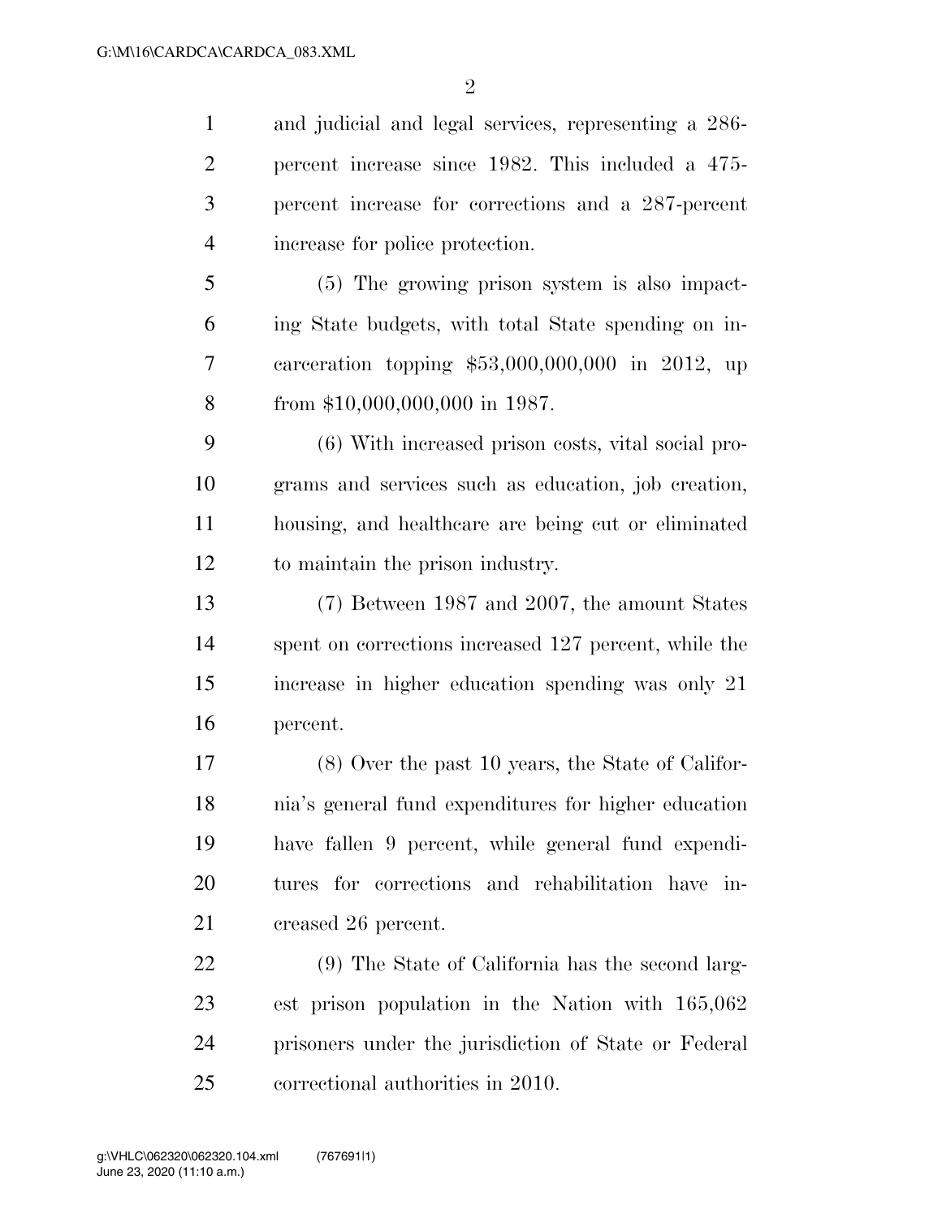and judicial and legal services, representing a 286-percent increase since 1982. This included a 475-percent increase for corrections and a 287-percent increase for police protection.

(5) The growing prison system is also impacting State budgets, with total State spending on incarceration topping $53,000,000,000 in 2012, up from $10,000,000,000 in 1987.

(6) With increased prison costs, vital social programs and services such as education, job creation, housing, and healthcare are being cut or eliminated to maintain the prison industry.

(7) Between 1987 and 2007, the amount States spent on corrections increased 127 percent, while the increase in higher education spending was only 21 percent.

(8) Over the past 10 years, the State of California's general fund expenditures for higher education have fallen 9 percent, while general fund expenditures for corrections and rehabilitation have increased 26 percent.

(9) The State of California has the second largest prison population in the Nation with 165,062 prisoners under the jurisdiction of State or Federal correctional authorities in 2010.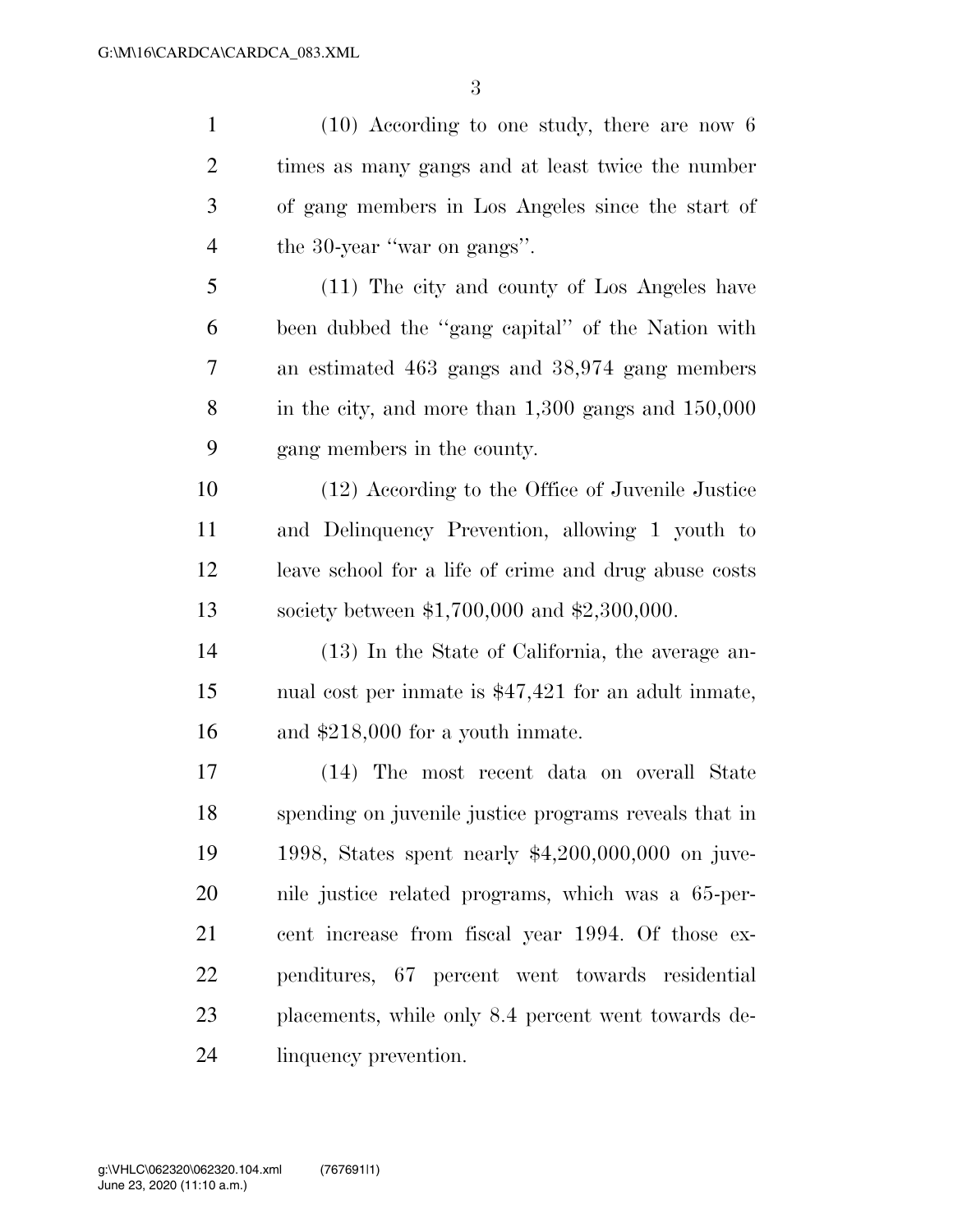(10) According to one study, there are now 6 times as many gangs and at least twice the number of gang members in Los Angeles since the start of the 30-year ''war on gangs''.

(11) The city and county of Los Angeles have been dubbed the ''gang capital'' of the Nation with an estimated 463 gangs and 38,974 gang members in the city, and more than 1,300 gangs and 150,000 gang members in the county.

(12) According to the Office of Juvenile Justice and Delinquency Prevention, allowing 1 youth to leave school for a life of crime and drug abuse costs society between $1,700,000 and $2,300,000.

(13) In the State of California, the average annual cost per inmate is $47,421 for an adult inmate, and $218,000 for a youth inmate.

(14) The most recent data on overall State spending on juvenile justice programs reveals that in 1998, States spent nearly $4,200,000,000 on juvenile justice related programs, which was a 65-percent increase from fiscal year 1994. Of those expenditures, 67 percent went towards residential placements, while only 8.4 percent went towards delinquency prevention.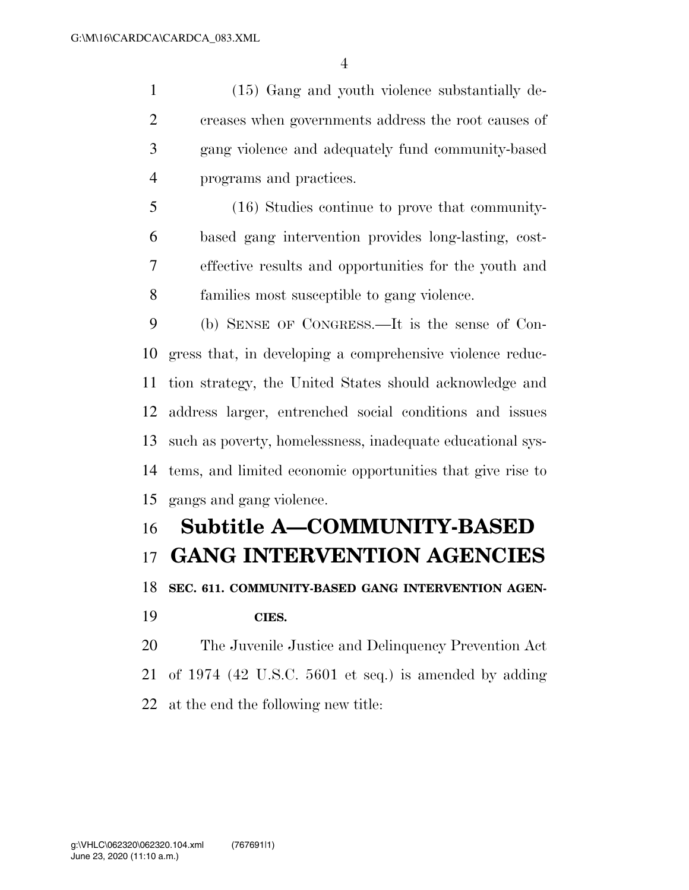(15) Gang and youth violence substantially decreases when governments address the root causes of gang violence and adequately fund community-based programs and practices.

(16) Studies continue to prove that community-based gang intervention provides long-lasting, cost-effective results and opportunities for the youth and families most susceptible to gang violence.

(b) SENSE OF CONGRESS.—It is the sense of Congress that, in developing a comprehensive violence reduction strategy, the United States should acknowledge and address larger, entrenched social conditions and issues such as poverty, homelessness, inadequate educational systems, and limited economic opportunities that give rise to gangs and gang violence.

## Subtitle A—COMMUNITY-BASED GANG INTERVENTION AGENCIES

### SEC. 611. COMMUNITY-BASED GANG INTERVENTION AGENCIES.

The Juvenile Justice and Delinquency Prevention Act of 1974 (42 U.S.C. 5601 et seq.) is amended by adding at the end the following new title: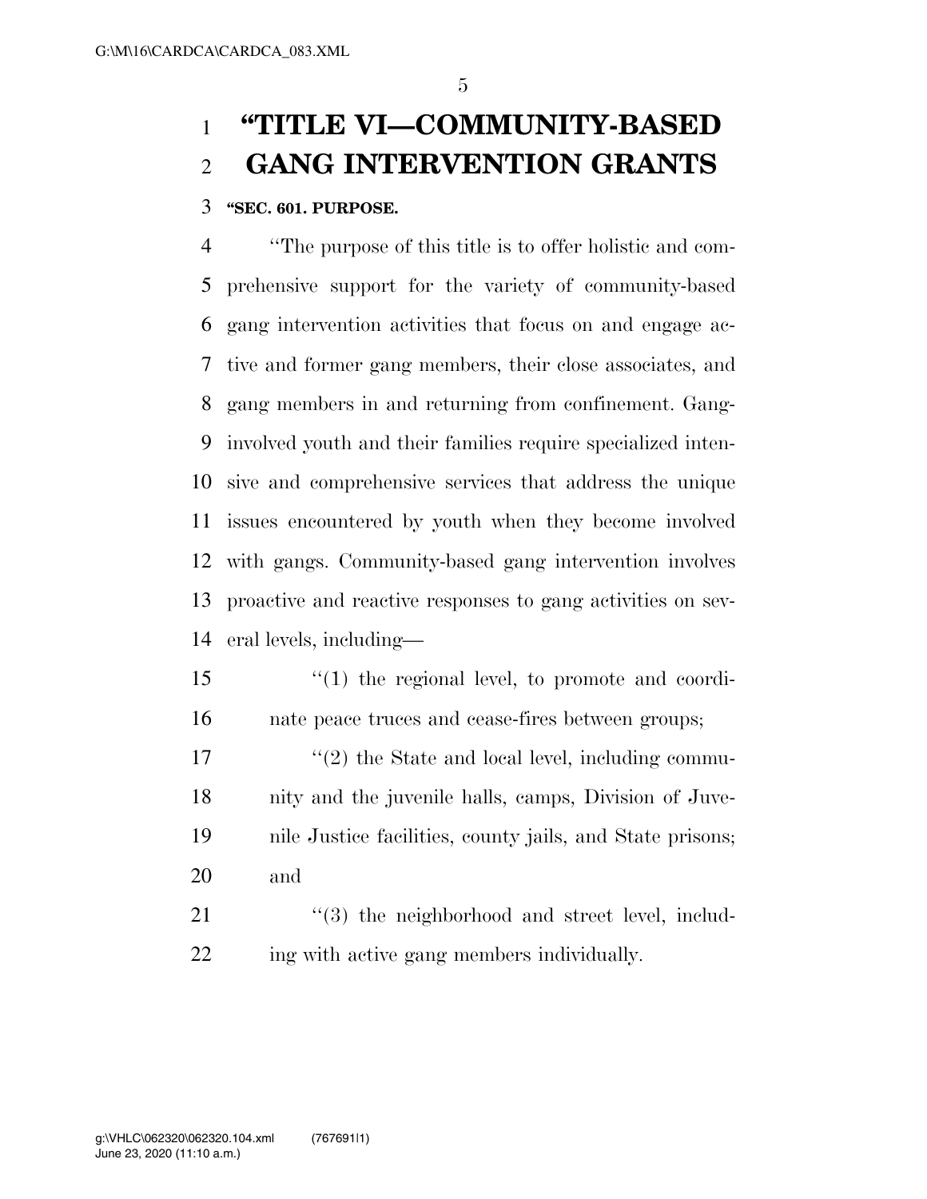# "TITLE VI—COMMUNITY-BASED GANG INTERVENTION GRANTS

**"SEC. 601. PURPOSE.**

"The purpose of this title is to offer holistic and comprehensive support for the variety of community-based gang intervention activities that focus on and engage active and former gang members, their close associates, and gang members in and returning from confinement. Gang-involved youth and their families require specialized intensive and comprehensive services that address the unique issues encountered by youth when they become involved with gangs. Community-based gang intervention involves proactive and reactive responses to gang activities on several levels, including—

"(1) the regional level, to promote and coordinate peace truces and cease-fires between groups;

"(2) the State and local level, including community and the juvenile halls, camps, Division of Juvenile Justice facilities, county jails, and State prisons; and

"(3) the neighborhood and street level, including with active gang members individually.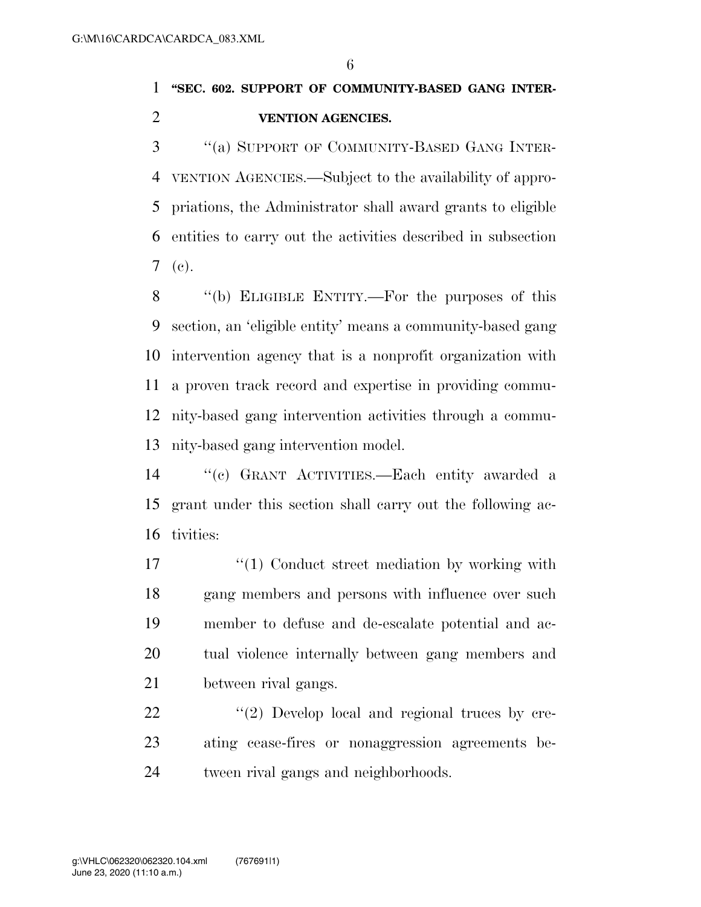**"SEC. 602. SUPPORT OF COMMUNITY-BASED GANG INTERVENTION AGENCIES.**

"(a) SUPPORT OF COMMUNITY-BASED GANG INTERVENTION AGENCIES.—Subject to the availability of appropriations, the Administrator shall award grants to eligible entities to carry out the activities described in subsection (c).

"(b) ELIGIBLE ENTITY.—For the purposes of this section, an 'eligible entity' means a community-based gang intervention agency that is a nonprofit organization with a proven track record and expertise in providing community-based gang intervention activities through a community-based gang intervention model.

"(c) GRANT ACTIVITIES.—Each entity awarded a grant under this section shall carry out the following activities:

"(1) Conduct street mediation by working with gang members and persons with influence over such member to defuse and de-escalate potential and actual violence internally between gang members and between rival gangs.

"(2) Develop local and regional truces by creating cease-fires or nonaggression agreements between rival gangs and neighborhoods.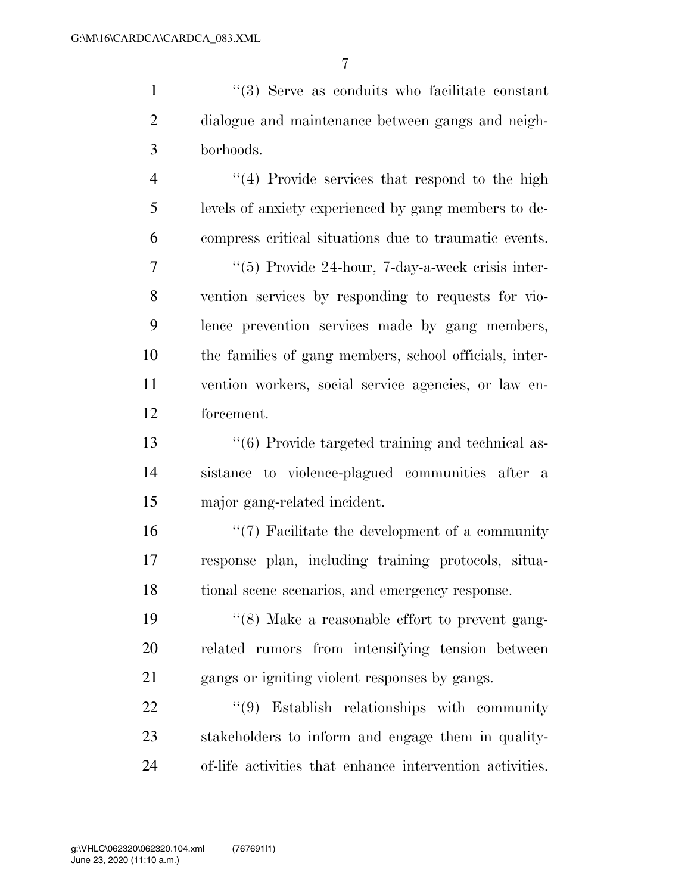''(3) Serve as conduits who facilitate constant dialogue and maintenance between gangs and neighborhoods.

''(4) Provide services that respond to the high levels of anxiety experienced by gang members to decompress critical situations due to traumatic events.

''(5) Provide 24-hour, 7-day-a-week crisis intervention services by responding to requests for violence prevention services made by gang members, the families of gang members, school officials, intervention workers, social service agencies, or law enforcement.

''(6) Provide targeted training and technical assistance to violence-plagued communities after a major gang-related incident.

''(7) Facilitate the development of a community response plan, including training protocols, situational scene scenarios, and emergency response.

''(8) Make a reasonable effort to prevent gang-related rumors from intensifying tension between gangs or igniting violent responses by gangs.

''(9) Establish relationships with community stakeholders to inform and engage them in quality-of-life activities that enhance intervention activities.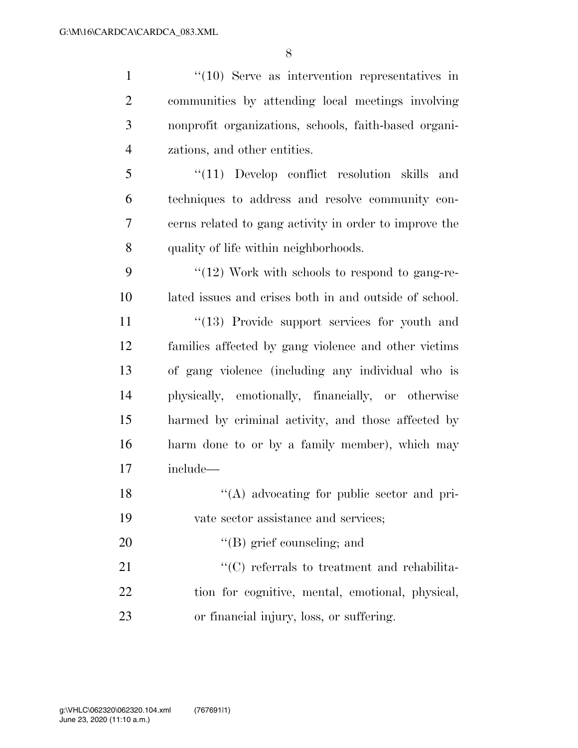"(10) Serve as intervention representatives in communities by attending local meetings involving nonprofit organizations, schools, faith-based organizations, and other entities.

"(11) Develop conflict resolution skills and techniques to address and resolve community concerns related to gang activity in order to improve the quality of life within neighborhoods.

"(12) Work with schools to respond to gang-related issues and crises both in and outside of school.

"(13) Provide support services for youth and families affected by gang violence and other victims of gang violence (including any individual who is physically, emotionally, financially, or otherwise harmed by criminal activity, and those affected by harm done to or by a family member), which may include—

"(A) advocating for public sector and private sector assistance and services;

"(B) grief counseling; and

"(C) referrals to treatment and rehabilitation for cognitive, mental, emotional, physical, or financial injury, loss, or suffering.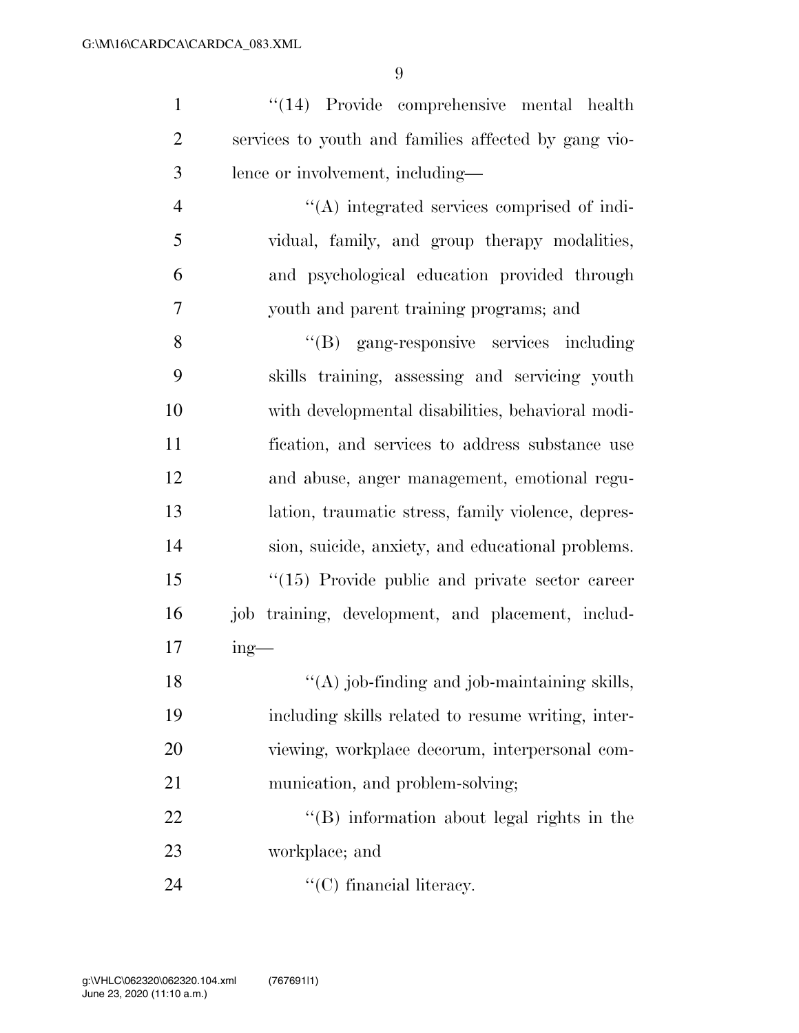"(14) Provide comprehensive mental health services to youth and families affected by gang violence or involvement, including—

"(A) integrated services comprised of individual, family, and group therapy modalities, and psychological education provided through youth and parent training programs; and

"(B) gang-responsive services including skills training, assessing and servicing youth with developmental disabilities, behavioral modification, and services to address substance use and abuse, anger management, emotional regulation, traumatic stress, family violence, depression, suicide, anxiety, and educational problems.

"(15) Provide public and private sector career job training, development, and placement, including—

"(A) job-finding and job-maintaining skills, including skills related to resume writing, interviewing, workplace decorum, interpersonal communication, and problem-solving;

"(B) information about legal rights in the workplace; and

"(C) financial literacy.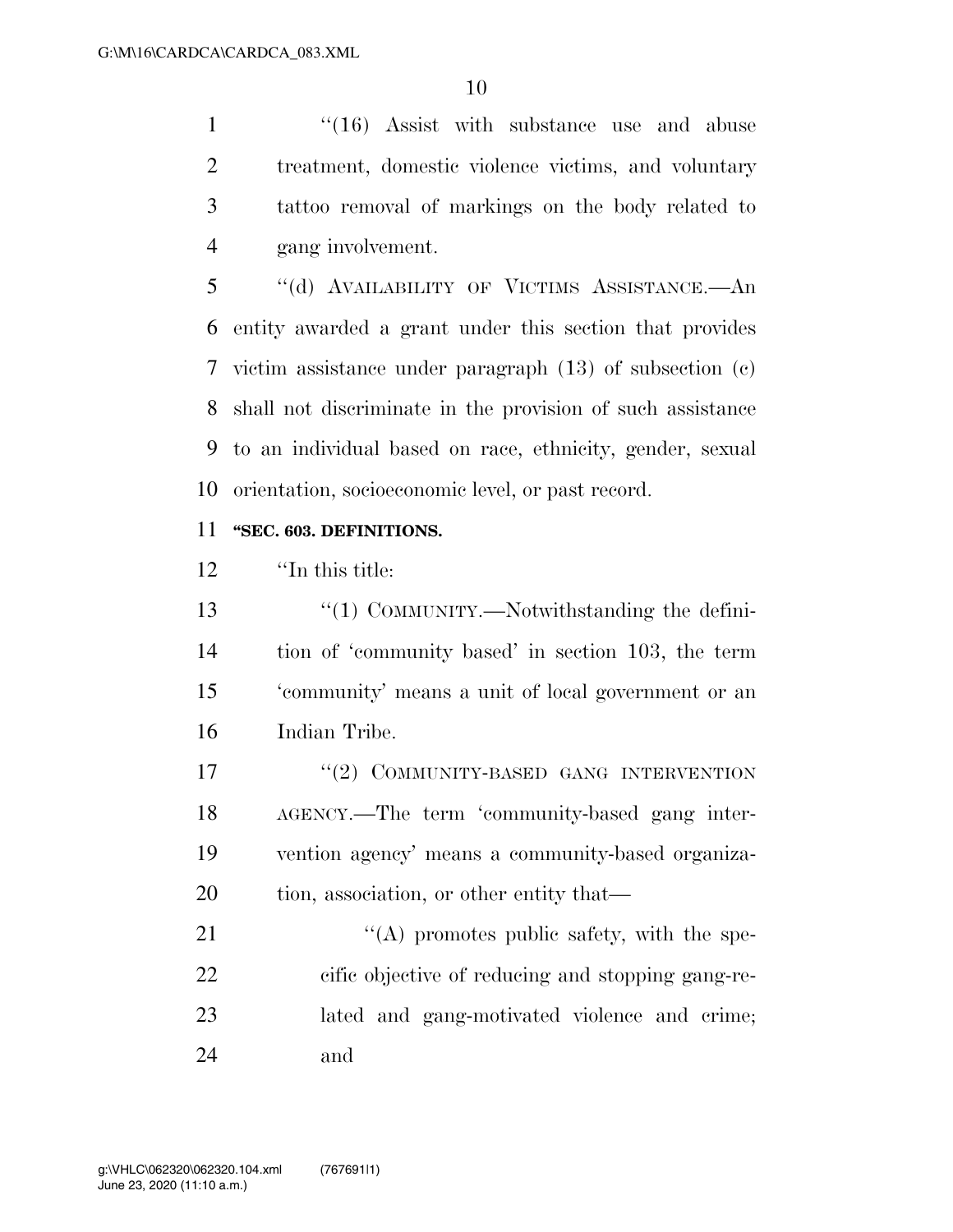''(16) Assist with substance use and abuse treatment, domestic violence victims, and voluntary tattoo removal of markings on the body related to gang involvement.

''(d) AVAILABILITY OF VICTIMS ASSISTANCE.—An entity awarded a grant under this section that provides victim assistance under paragraph (13) of subsection (c) shall not discriminate in the provision of such assistance to an individual based on race, ethnicity, gender, sexual orientation, socioeconomic level, or past record.

**''SEC. 603. DEFINITIONS.**

''In this title:

''(1) COMMUNITY.—Notwithstanding the definition of 'community based' in section 103, the term 'community' means a unit of local government or an Indian Tribe.

''(2) COMMUNITY-BASED GANG INTERVENTION AGENCY.—The term 'community-based gang intervention agency' means a community-based organization, association, or other entity that—

''(A) promotes public safety, with the specific objective of reducing and stopping gang-related and gang-motivated violence and crime; and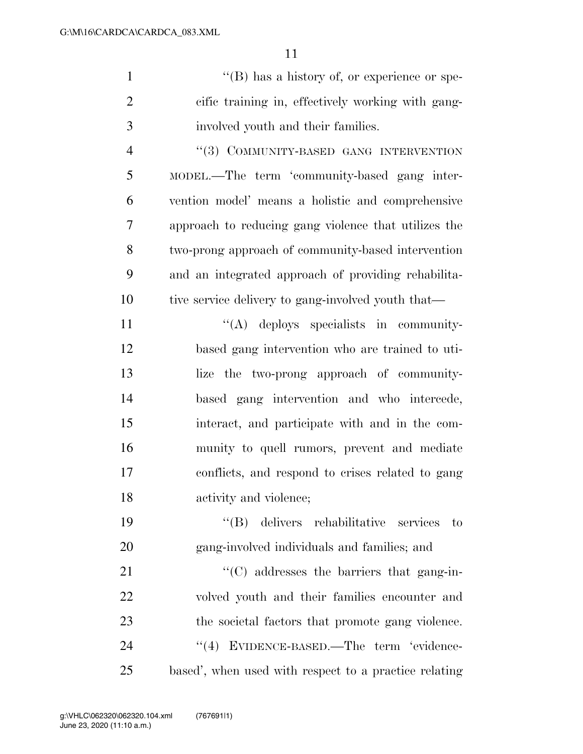''(B) has a history of, or experience or specific training in, effectively working with gang-involved youth and their families.

''(3) COMMUNITY-BASED GANG INTERVENTION MODEL.—The term 'community-based gang intervention model' means a holistic and comprehensive approach to reducing gang violence that utilizes the two-prong approach of community-based intervention and an integrated approach of providing rehabilitative service delivery to gang-involved youth that—

''(A) deploys specialists in community-based gang intervention who are trained to utilize the two-prong approach of community-based gang intervention and who intercede, interact, and participate with and in the community to quell rumors, prevent and mediate conflicts, and respond to crises related to gang activity and violence;

''(B) delivers rehabilitative services to gang-involved individuals and families; and

''(C) addresses the barriers that gang-involved youth and their families encounter and the societal factors that promote gang violence.

''(4) EVIDENCE-BASED.—The term 'evidence-based', when used with respect to a practice relating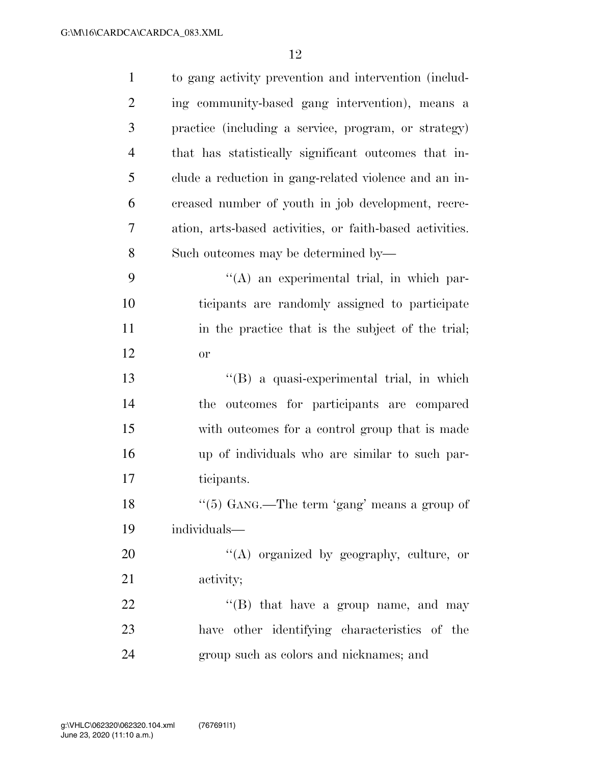to gang activity prevention and intervention (including community-based gang intervention), means a practice (including a service, program, or strategy) that has statistically significant outcomes that include a reduction in gang-related violence and an increased number of youth in job development, recreation, arts-based activities, or faith-based activities. Such outcomes may be determined by—

"(A) an experimental trial, in which participants are randomly assigned to participate in the practice that is the subject of the trial; or

"(B) a quasi-experimental trial, in which the outcomes for participants are compared with outcomes for a control group that is made up of individuals who are similar to such participants.

"(5) GANG.—The term 'gang' means a group of individuals—

"(A) organized by geography, culture, or activity;

"(B) that have a group name, and may have other identifying characteristics of the group such as colors and nicknames; and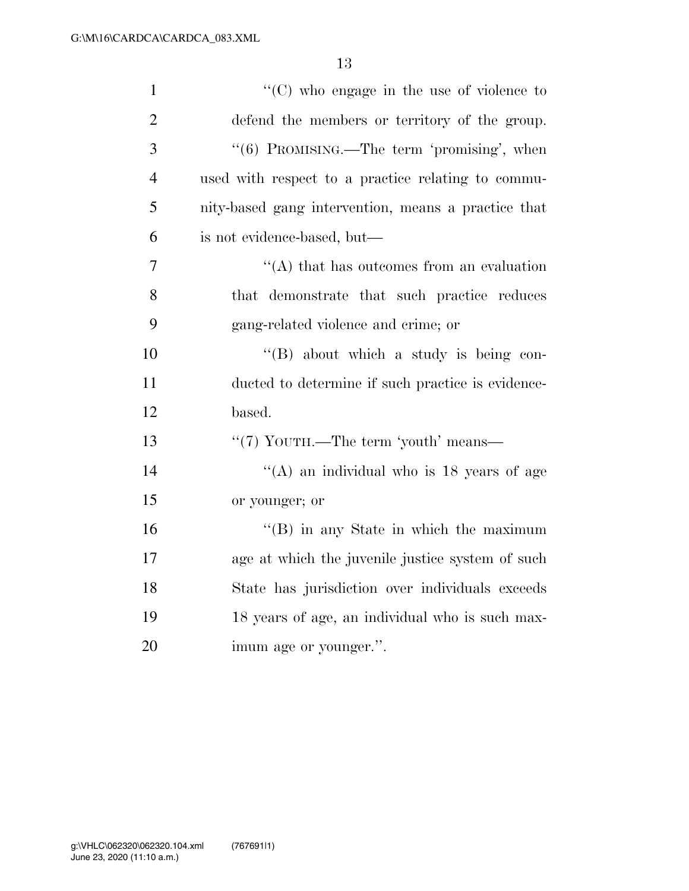"(C) who engage in the use of violence to defend the members or territory of the group.

"(6) PROMISING.—The term 'promising', when used with respect to a practice relating to community-based gang intervention, means a practice that is not evidence-based, but—

"(A) that has outcomes from an evaluation that demonstrate that such practice reduces gang-related violence and crime; or

"(B) about which a study is being conducted to determine if such practice is evidence-based.

"(7) YOUTH.—The term 'youth' means—

"(A) an individual who is 18 years of age or younger; or

"(B) in any State in which the maximum age at which the juvenile justice system of such State has jurisdiction over individuals exceeds 18 years of age, an individual who is such maximum age or younger.".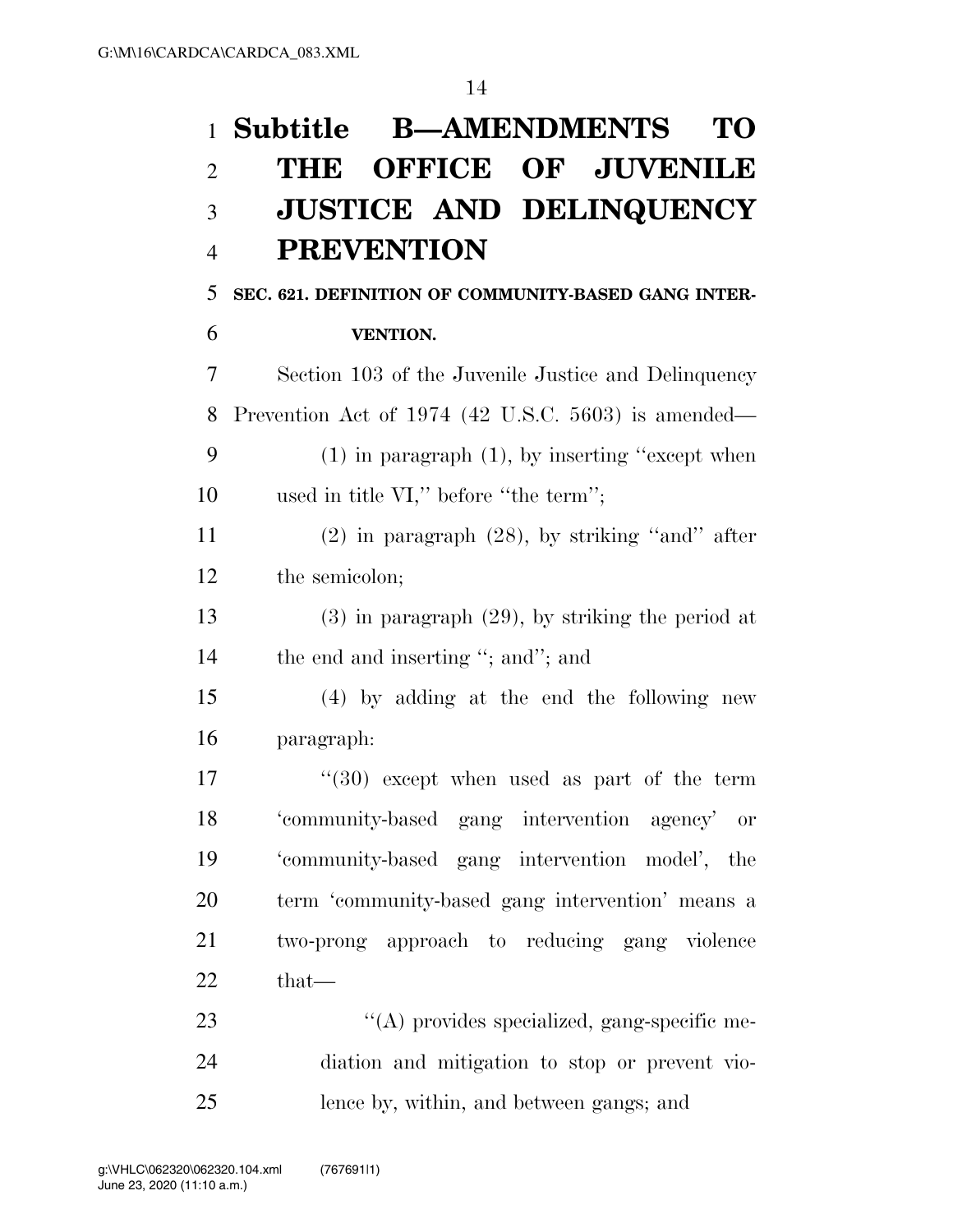## Subtitle B—AMENDMENTS TO THE OFFICE OF JUVENILE JUSTICE AND DELINQUENCY PREVENTION

**SEC. 621. DEFINITION OF COMMUNITY-BASED GANG INTERVENTION.**

Section 103 of the Juvenile Justice and Delinquency Prevention Act of 1974 (42 U.S.C. 5603) is amended—

(1) in paragraph (1), by inserting ''except when used in title VI,'' before ''the term'';

(2) in paragraph (28), by striking ''and'' after the semicolon;

(3) in paragraph (29), by striking the period at the end and inserting ''; and''; and

(4) by adding at the end the following new paragraph:

''(30) except when used as part of the term 'community-based gang intervention agency' or 'community-based gang intervention model', the term 'community-based gang intervention' means a two-prong approach to reducing gang violence that—

''(A) provides specialized, gang-specific mediation and mitigation to stop or prevent violence by, within, and between gangs; and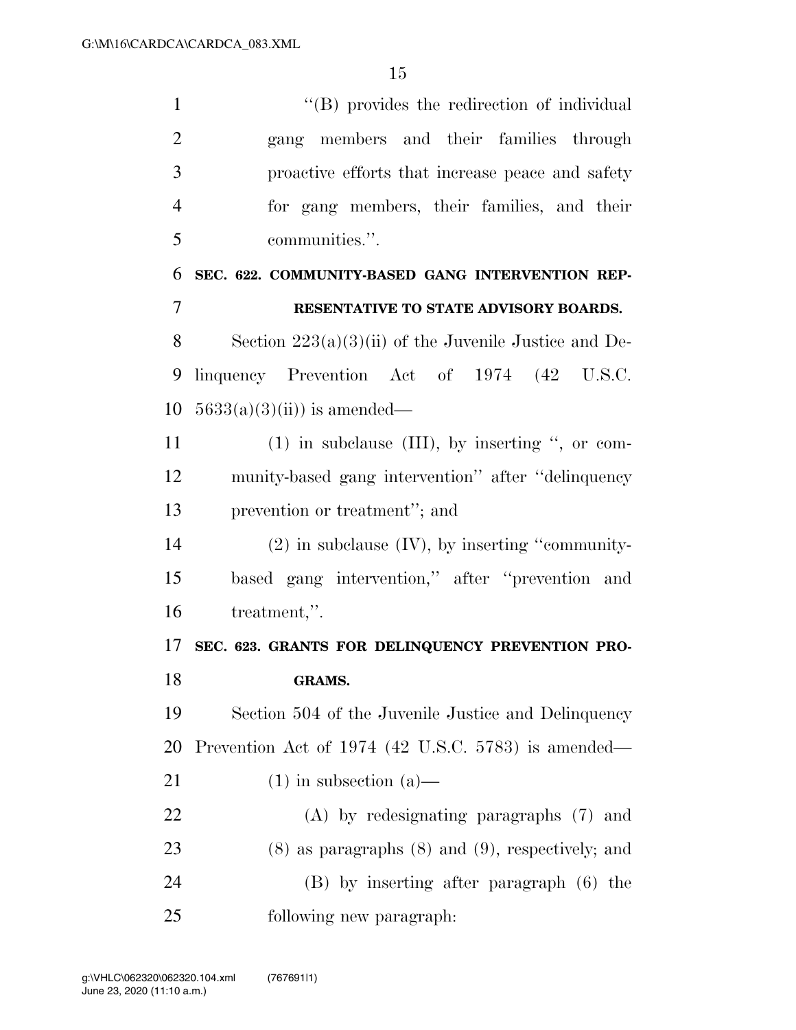''(B) provides the redirection of individual gang members and their families through proactive efforts that increase peace and safety for gang members, their families, and their communities.''.

**SEC. 622. COMMUNITY-BASED GANG INTERVENTION REPRESENTATIVE TO STATE ADVISORY BOARDS.**

Section 223(a)(3)(ii) of the Juvenile Justice and Delinquency Prevention Act of 1974 (42 U.S.C. 5633(a)(3)(ii)) is amended—

(1) in subclause (III), by inserting '', or community-based gang intervention'' after ''delinquency prevention or treatment''; and

(2) in subclause (IV), by inserting ''community-based gang intervention,'' after ''prevention and treatment,''.

**SEC. 623. GRANTS FOR DELINQUENCY PREVENTION PROGRAMS.**

Section 504 of the Juvenile Justice and Delinquency Prevention Act of 1974 (42 U.S.C. 5783) is amended—

(1) in subsection (a)—

(A) by redesignating paragraphs (7) and (8) as paragraphs (8) and (9), respectively; and

(B) by inserting after paragraph (6) the following new paragraph: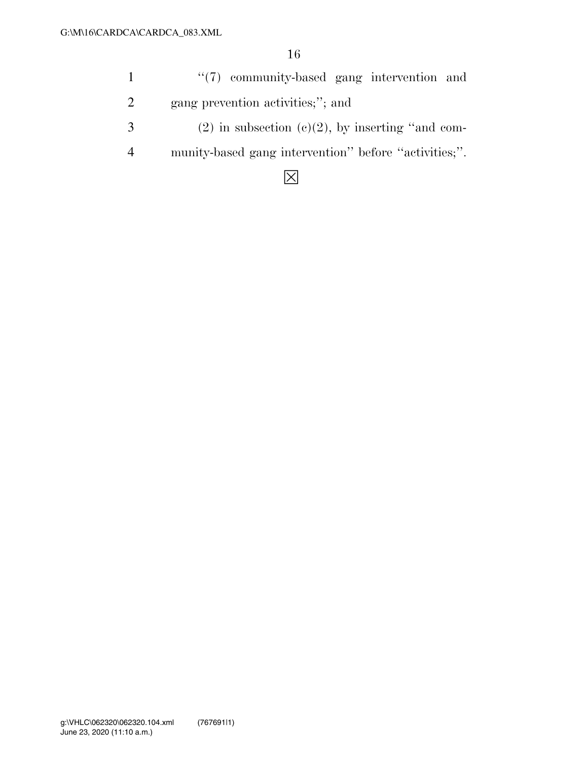"(7) community-based gang intervention and gang prevention activities;"; and

(2) in subsection (c)(2), by inserting "and community-based gang intervention" before "activities;".